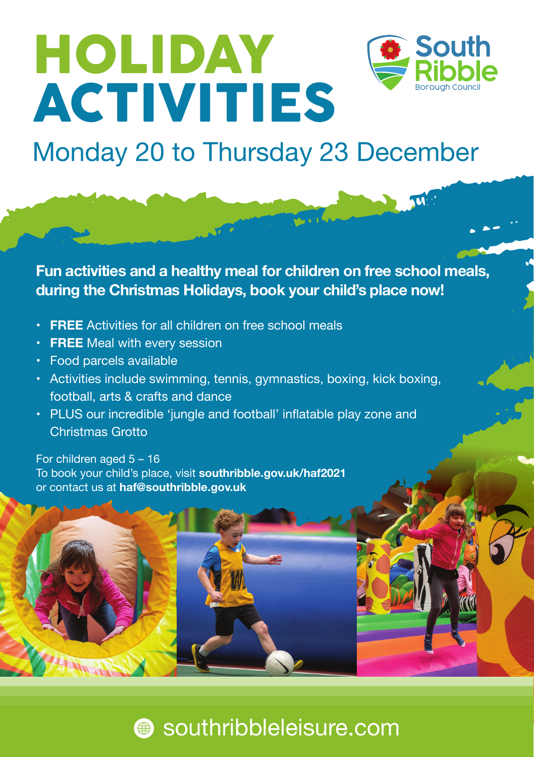# HOLIDAY ACTIVITIES

South Ribble Borough Council

## Monday 20 to Thursday 23 December

**Fun activities and a healthy meal for children on free school meals, during the Christmas Holidays, book your child's place now!**

- **FREE** Activities for all children on free school meals
- **FREE** Meal with every session
- Food parcels available
- Activities include swimming, tennis, gymnastics, boxing, kick boxing, football, arts & crafts and dance
- PLUS our incredible 'jungle and football' inflatable play zone and Christmas Grotto

For children aged 5 – 16
To book your child's place, visit **southribble.gov.uk/haf2021**
or contact us at **haf@southribble.gov.uk**

southribbleleisure.com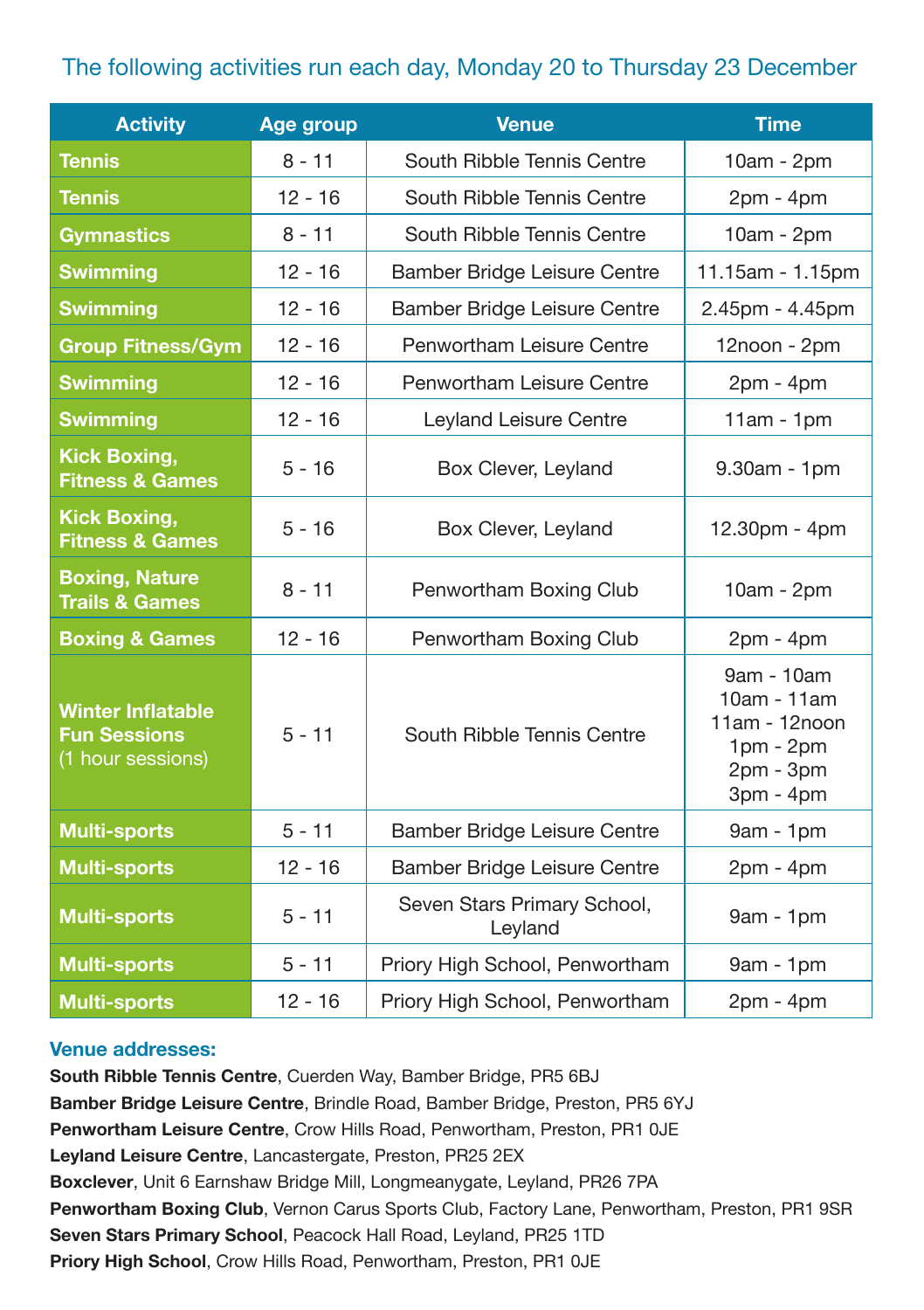## The following activities run each day, Monday 20 to Thursday 23 December

| Activity | Age group | Venue | Time |
|---|---|---|---|
| **Tennis** | 8 - 11 | South Ribble Tennis Centre | 10am - 2pm |
| **Tennis** | 12 - 16 | South Ribble Tennis Centre | 2pm - 4pm |
| **Gymnastics** | 8 - 11 | South Ribble Tennis Centre | 10am - 2pm |
| **Swimming** | 12 - 16 | Bamber Bridge Leisure Centre | 11.15am - 1.15pm |
| **Swimming** | 12 - 16 | Bamber Bridge Leisure Centre | 2.45pm - 4.45pm |
| **Group Fitness/Gym** | 12 - 16 | Penwortham Leisure Centre | 12noon - 2pm |
| **Swimming** | 12 - 16 | Penwortham Leisure Centre | 2pm - 4pm |
| **Swimming** | 12 - 16 | Leyland Leisure Centre | 11am - 1pm |
| **Kick Boxing, Fitness & Games** | 5 - 16 | Box Clever, Leyland | 9.30am - 1pm |
| **Kick Boxing, Fitness & Games** | 5 - 16 | Box Clever, Leyland | 12.30pm - 4pm |
| **Boxing, Nature Trails & Games** | 8 - 11 | Penwortham Boxing Club | 10am - 2pm |
| **Boxing & Games** | 12 - 16 | Penwortham Boxing Club | 2pm - 4pm |
| **Winter Inflatable Fun Sessions** (1 hour sessions) | 5 - 11 | South Ribble Tennis Centre | 9am - 10am<br>10am - 11am<br>11am - 12noon<br>1pm - 2pm<br>2pm - 3pm<br>3pm - 4pm |
| **Multi-sports** | 5 - 11 | Bamber Bridge Leisure Centre | 9am - 1pm |
| **Multi-sports** | 12 - 16 | Bamber Bridge Leisure Centre | 2pm - 4pm |
| **Multi-sports** | 5 - 11 | Seven Stars Primary School, Leyland | 9am - 1pm |
| **Multi-sports** | 5 - 11 | Priory High School, Penwortham | 9am - 1pm |
| **Multi-sports** | 12 - 16 | Priory High School, Penwortham | 2pm - 4pm |

### Venue addresses:

**South Ribble Tennis Centre**, Cuerden Way, Bamber Bridge, PR5 6BJ
**Bamber Bridge Leisure Centre**, Brindle Road, Bamber Bridge, Preston, PR5 6YJ
**Penwortham Leisure Centre**, Crow Hills Road, Penwortham, Preston, PR1 0JE
**Leyland Leisure Centre**, Lancastergate, Preston, PR25 2EX
**Boxclever**, Unit 6 Earnshaw Bridge Mill, Longmeanygate, Leyland, PR26 7PA
**Penwortham Boxing Club**, Vernon Carus Sports Club, Factory Lane, Penwortham, Preston, PR1 9SR
**Seven Stars Primary School**, Peacock Hall Road, Leyland, PR25 1TD
**Priory High School**, Crow Hills Road, Penwortham, Preston, PR1 0JE